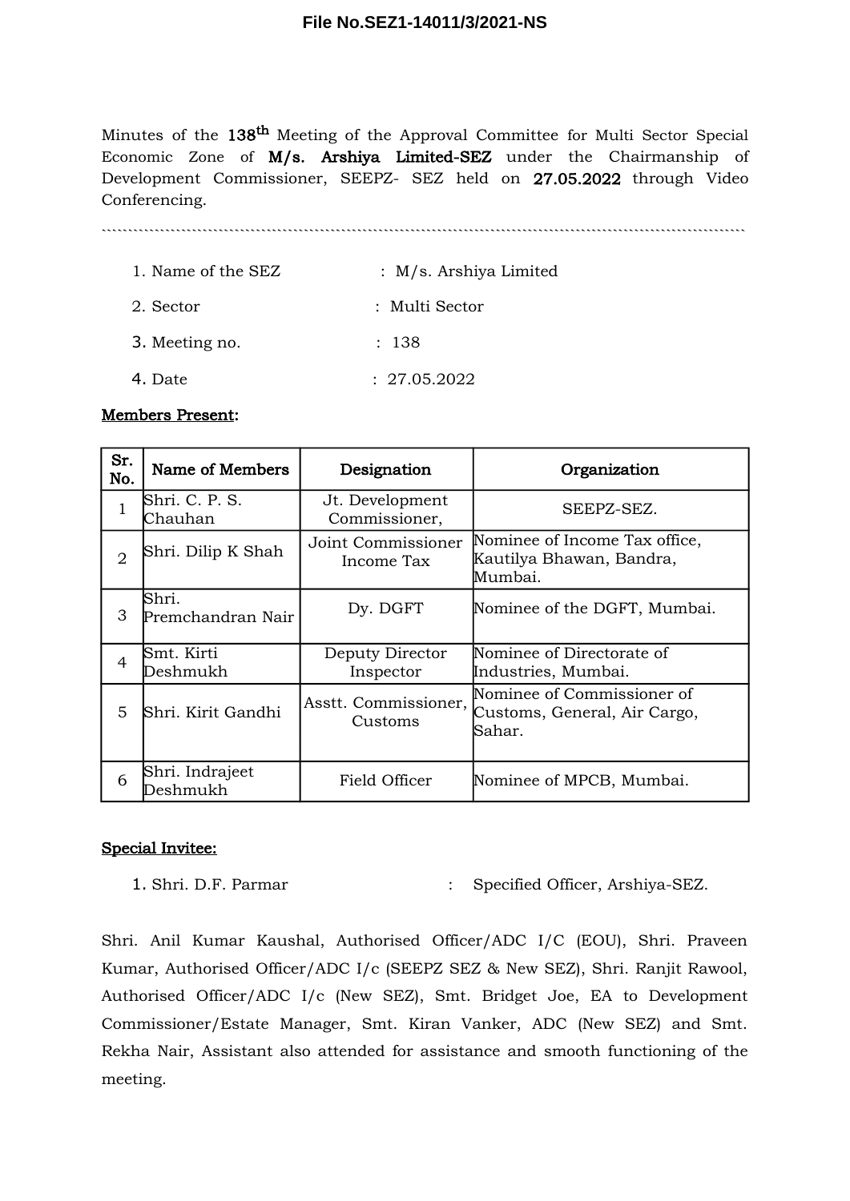File No.SEZ1-14011/3/2021-NS

Minutes of the 138th Meeting of the Approval Committee for Multi Sector Special Economic Zone of **M/s. Arshiya Limited-SEZ** under the Chairmanship of Development Commissioner, SEEPZ- SEZ held on **27.05.2022** through Video Conferencing.

1. Name of the SEZ : M/s. Arshiya Limited
2. Sector : Multi Sector
3. Meeting no. : 138
4. Date : 27.05.2022

**Members Present:**

| Sr. No. | Name of Members | Designation | Organization |
|---|---|---|---|
| 1 | Shri. C. P. S. Chauhan | Jt. Development Commissioner, | SEEPZ-SEZ. |
| 2 | Shri. Dilip K Shah | Joint Commissioner Income Tax | Nominee of Income Tax office, Kautilya Bhawan, Bandra, Mumbai. |
| 3 | Shri. Premchandran Nair | Dy. DGFT | Nominee of the DGFT, Mumbai. |
| 4 | Smt. Kirti Deshmukh | Deputy Director Inspector | Nominee of Directorate of Industries, Mumbai. |
| 5 | Shri. Kirit Gandhi | Asstt. Commissioner, Customs | Nominee of Commissioner of Customs, General, Air Cargo, Sahar. |
| 6 | Shri. Indrajeet Deshmukh | Field Officer | Nominee of MPCB, Mumbai. |

**Special Invitee:**

1. Shri. D.F. Parmar : Specified Officer, Arshiya-SEZ.

Shri. Anil Kumar Kaushal, Authorised Officer/ADC I/C (EOU), Shri. Praveen Kumar, Authorised Officer/ADC I/c (SEEPZ SEZ & New SEZ), Shri. Ranjit Rawool, Authorised Officer/ADC I/c (New SEZ), Smt. Bridget Joe, EA to Development Commissioner/Estate Manager, Smt. Kiran Vanker, ADC (New SEZ) and Smt. Rekha Nair, Assistant also attended for assistance and smooth functioning of the meeting.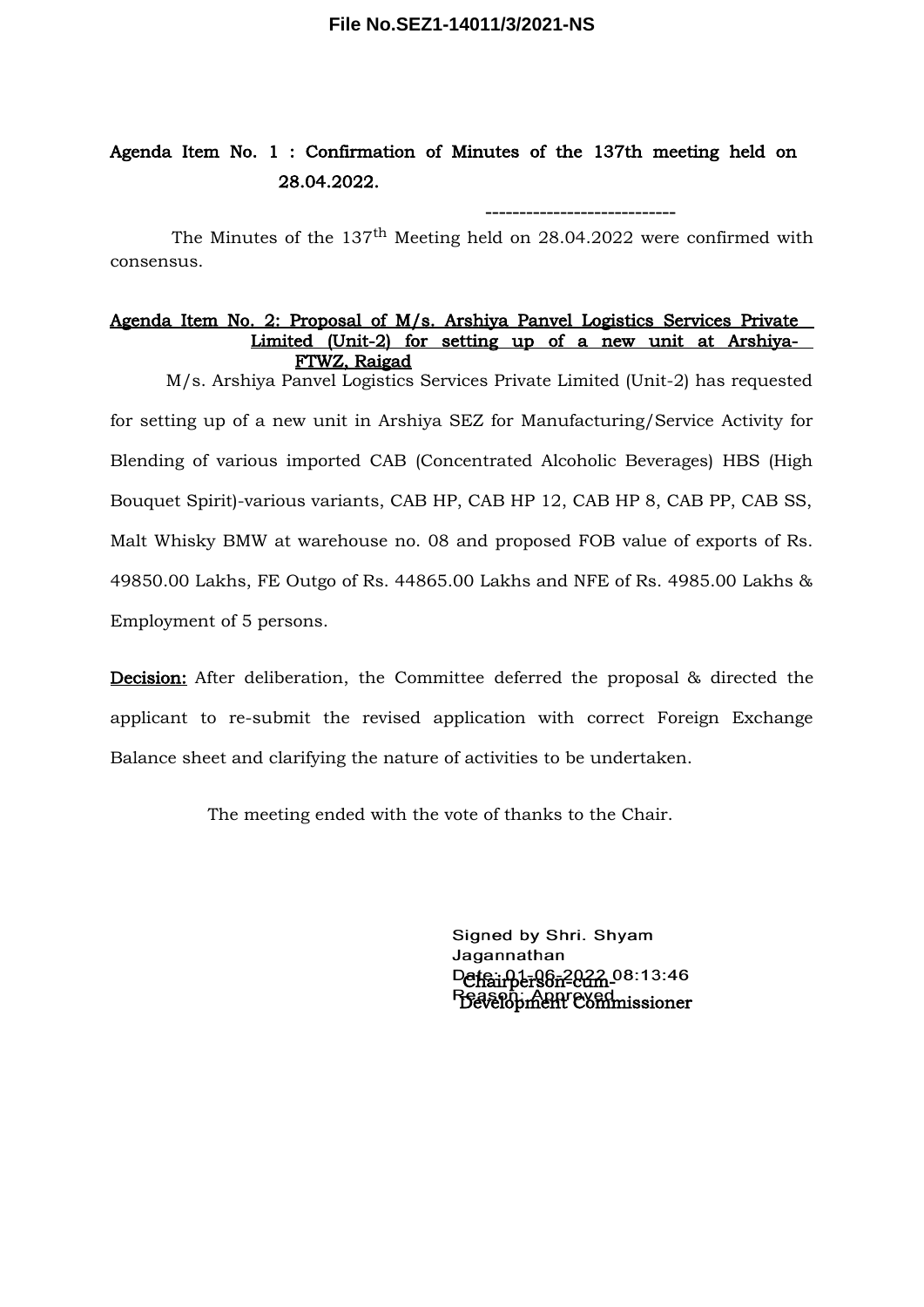File No.SEZ1-14011/3/2021-NS

**Agenda Item No. 1 : Confirmation of Minutes of the 137th meeting held on 28.04.2022.**

----------------------------

The Minutes of the 137th Meeting held on 28.04.2022 were confirmed with consensus.

**Agenda Item No. 2: Proposal of M/s. Arshiya Panvel Logistics Services Private Limited (Unit-2) for setting up of a new unit at Arshiya-FTWZ, Raigad**

M/s. Arshiya Panvel Logistics Services Private Limited (Unit-2) has requested for setting up of a new unit in Arshiya SEZ for Manufacturing/Service Activity for Blending of various imported CAB (Concentrated Alcoholic Beverages) HBS (High Bouquet Spirit)-various variants, CAB HP, CAB HP 12, CAB HP 8, CAB PP, CAB SS, Malt Whisky BMW at warehouse no. 08 and proposed FOB value of exports of Rs. 49850.00 Lakhs, FE Outgo of Rs. 44865.00 Lakhs and NFE of Rs. 4985.00 Lakhs & Employment of 5 persons.

**Decision:** After deliberation, the Committee deferred the proposal & directed the applicant to re-submit the revised application with correct Foreign Exchange Balance sheet and clarifying the nature of activities to be undertaken.

The meeting ended with the vote of thanks to the Chair.

Signed by Shri. Shyam Jagannathan
Date: 01-06-2022 08:13:46
Reason: Approved

Chairperson-cum-
Development Commissioner